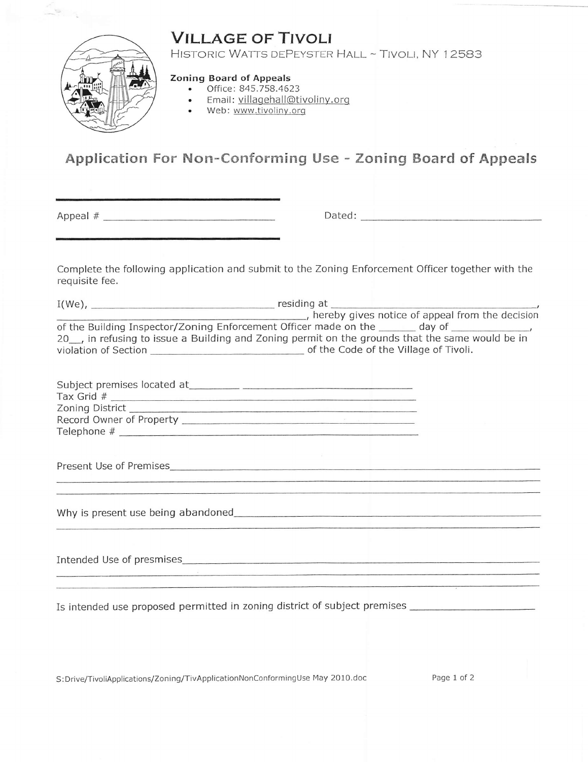# VILLAGE OF TIVOLI

HISTORIC WATTS DEPEYSTER HALL ~ TIVOLI, NY 12583

**Zoning Board of Appeals**

- Office: 845.758.4623
- Email: villagehall@tivoliny.org
- Web: www.tivoliny.org

## Application For Non-Conforming Use - Zoning Board of Appeals

Appeal # ______________________ Dated: ______________________

Complete the following application and submit to the Zoning Enforcement Officer together with the requisite fee.

I(We), ______________________ residing at ______________________, ______________________, hereby gives notice of appeal from the decision of the Building Inspector/Zoning Enforcement Officer made on the ______ day of ____________, 20__, in refusing to issue a Building and Zoning permit on the grounds that the same would be in violation of Section ______________________ of the Code of the Village of Tivoli.

Subject premises located at______________________

Tax Grid # ______________________

Zoning District ______________________

Record Owner of Property ______________________

Telephone # ______________________

Present Use of Premises______________________

Why is present use being abandoned______________________

Intended Use of presmises______________________

Is intended use proposed permitted in zoning district of subject premises ______________________

S:Drive/TivoliApplications/Zoning/TivApplicationNonConformingUse May 2010.doc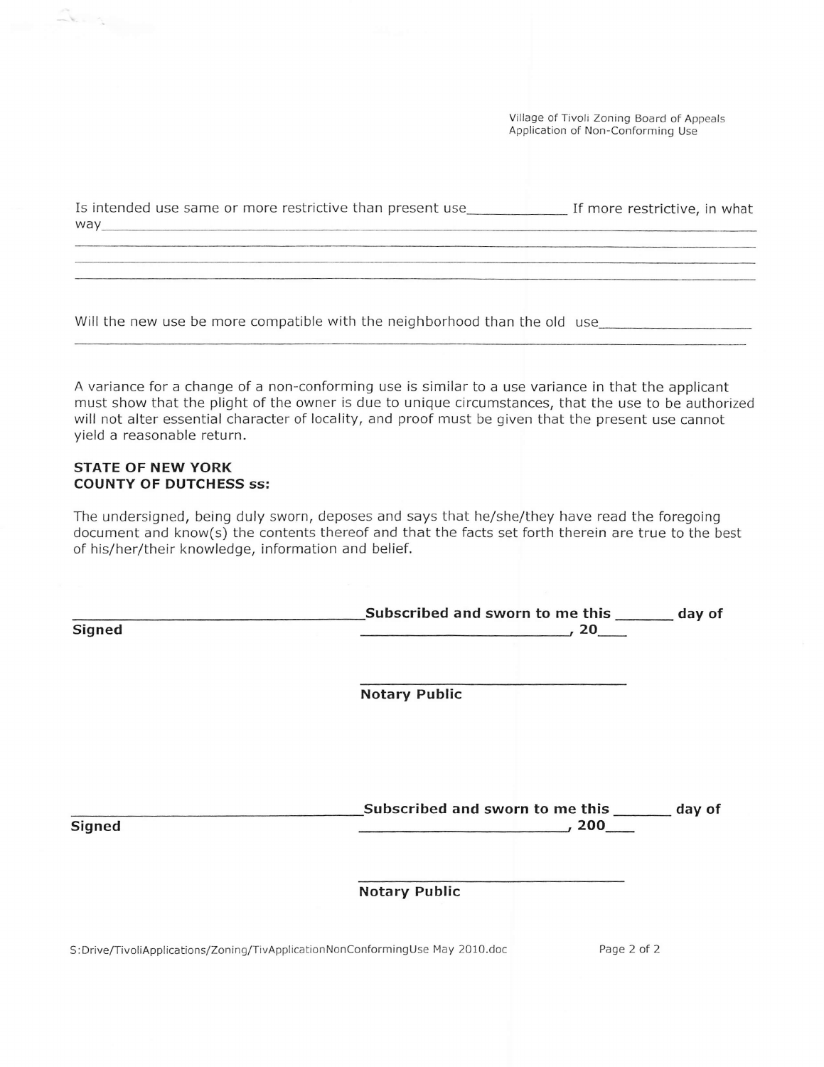Village of Tivoli Zoning Board of Appeals
Application of Non-Conforming Use

Is intended use same or more restrictive than present use____________ If more restrictive, in what way________________________________________________________________________________

________________________________________________________________________________

________________________________________________________________________________

________________________________________________________________________________

Will the new use be more compatible with the neighborhood than the old use__________________

________________________________________________________________________________

A variance for a change of a non-conforming use is similar to a use variance in that the applicant must show that the plight of the owner is due to unique circumstances, that the use to be authorized will not alter essential character of locality, and proof must be given that the present use cannot yield a reasonable return.

**STATE OF NEW YORK**
**COUNTY OF DUTCHESS ss:**

The undersigned, being duly sworn, deposes and says that he/she/they have read the foregoing document and know(s) the contents thereof and that the facts set forth therein are true to the best of his/her/their knowledge, information and belief.

___________________________________ **Subscribed and sworn to me this _______ day of**
**Signed** ________________________, **20___**

________________________________
**Notary Public**

___________________________________ **Subscribed and sworn to me this _______ day of**
**Signed** ________________________, **200___**

________________________________
**Notary Public**

S:Drive/TivoliApplications/Zoning/TivApplicationNonConformingUse May 2010.doc